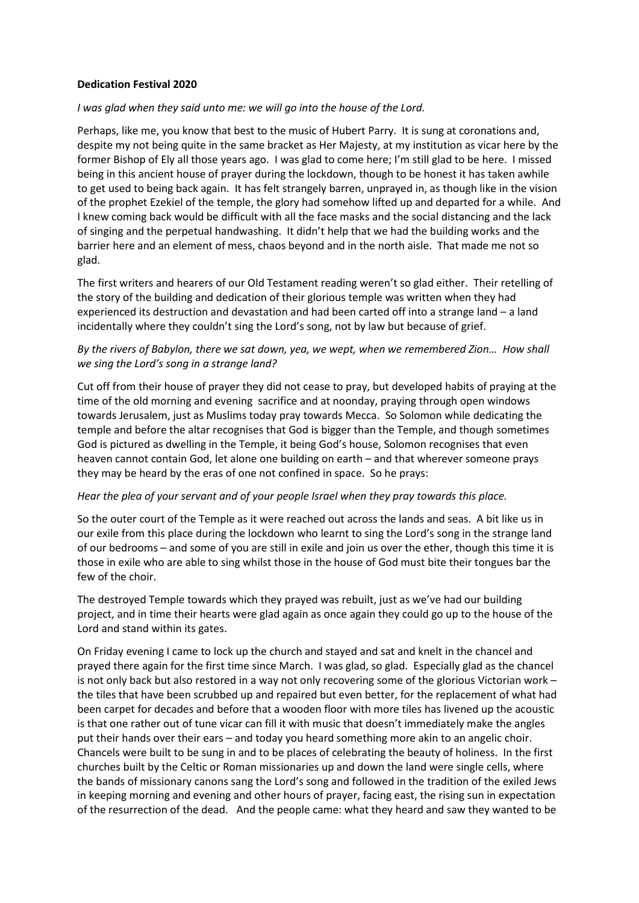**Dedication Festival 2020**

*I was glad when they said unto me: we will go into the house of the Lord.*

Perhaps, like me, you know that best to the music of Hubert Parry. It is sung at coronations and, despite my not being quite in the same bracket as Her Majesty, at my institution as vicar here by the former Bishop of Ely all those years ago. I was glad to come here; I'm still glad to be here. I missed being in this ancient house of prayer during the lockdown, though to be honest it has taken awhile to get used to being back again. It has felt strangely barren, unprayed in, as though like in the vision of the prophet Ezekiel of the temple, the glory had somehow lifted up and departed for a while. And I knew coming back would be difficult with all the face masks and the social distancing and the lack of singing and the perpetual handwashing. It didn't help that we had the building works and the barrier here and an element of mess, chaos beyond and in the north aisle. That made me not so glad.

The first writers and hearers of our Old Testament reading weren't so glad either. Their retelling of the story of the building and dedication of their glorious temple was written when they had experienced its destruction and devastation and had been carted off into a strange land – a land incidentally where they couldn't sing the Lord's song, not by law but because of grief.

*By the rivers of Babylon, there we sat down, yea, we wept, when we remembered Zion… How shall we sing the Lord's song in a strange land?*

Cut off from their house of prayer they did not cease to pray, but developed habits of praying at the time of the old morning and evening sacrifice and at noonday, praying through open windows towards Jerusalem, just as Muslims today pray towards Mecca. So Solomon while dedicating the temple and before the altar recognises that God is bigger than the Temple, and though sometimes God is pictured as dwelling in the Temple, it being God's house, Solomon recognises that even heaven cannot contain God, let alone one building on earth – and that wherever someone prays they may be heard by the eras of one not confined in space. So he prays:

*Hear the plea of your servant and of your people Israel when they pray towards this place.*

So the outer court of the Temple as it were reached out across the lands and seas. A bit like us in our exile from this place during the lockdown who learnt to sing the Lord's song in the strange land of our bedrooms – and some of you are still in exile and join us over the ether, though this time it is those in exile who are able to sing whilst those in the house of God must bite their tongues bar the few of the choir.

The destroyed Temple towards which they prayed was rebuilt, just as we've had our building project, and in time their hearts were glad again as once again they could go up to the house of the Lord and stand within its gates.

On Friday evening I came to lock up the church and stayed and sat and knelt in the chancel and prayed there again for the first time since March. I was glad, so glad. Especially glad as the chancel is not only back but also restored in a way not only recovering some of the glorious Victorian work – the tiles that have been scrubbed up and repaired but even better, for the replacement of what had been carpet for decades and before that a wooden floor with more tiles has livened up the acoustic is that one rather out of tune vicar can fill it with music that doesn't immediately make the angles put their hands over their ears – and today you heard something more akin to an angelic choir. Chancels were built to be sung in and to be places of celebrating the beauty of holiness. In the first churches built by the Celtic or Roman missionaries up and down the land were single cells, where the bands of missionary canons sang the Lord's song and followed in the tradition of the exiled Jews in keeping morning and evening and other hours of prayer, facing east, the rising sun in expectation of the resurrection of the dead. And the people came: what they heard and saw they wanted to be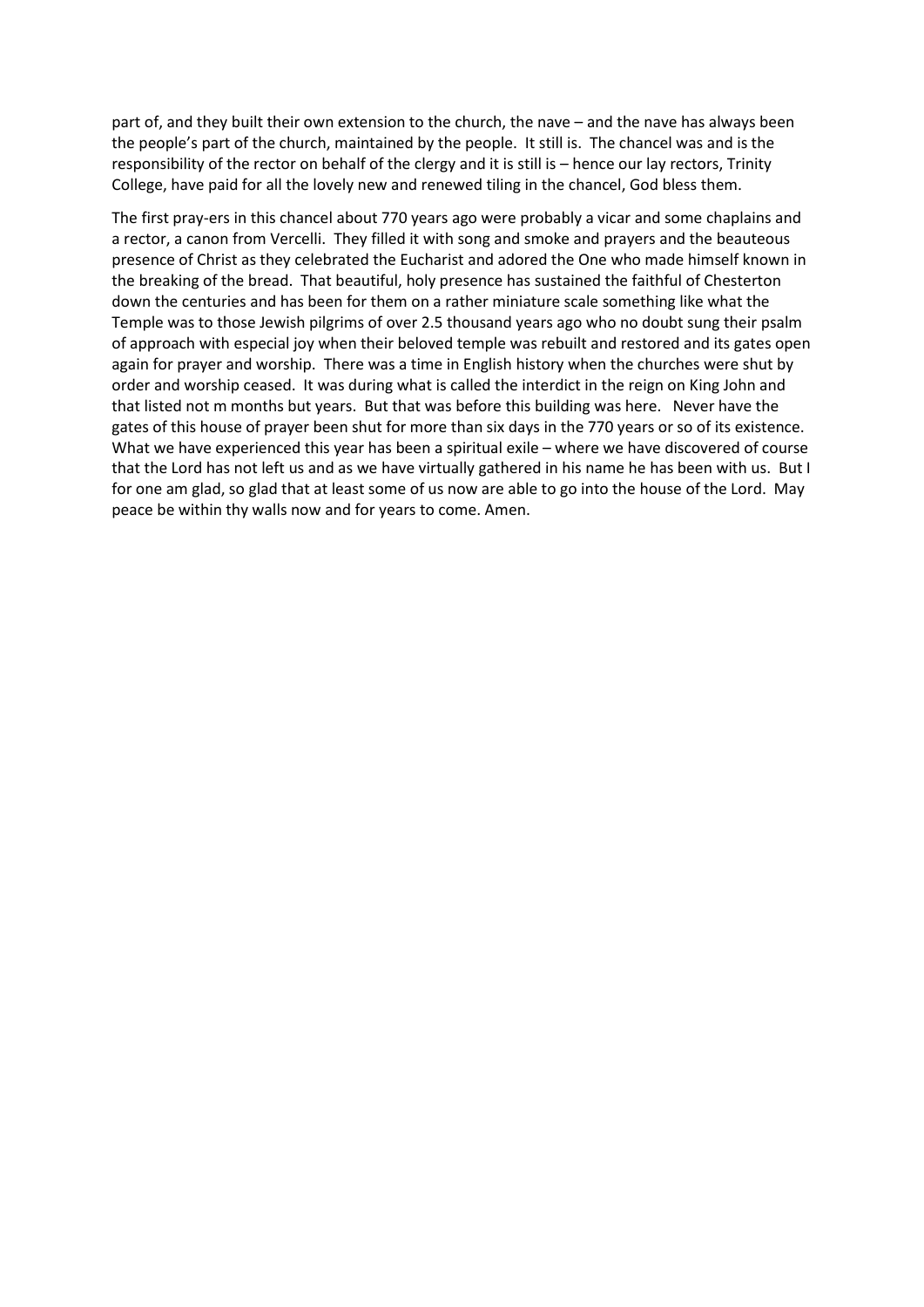part of, and they built their own extension to the church, the nave – and the nave has always been the people's part of the church, maintained by the people. It still is. The chancel was and is the responsibility of the rector on behalf of the clergy and it is still is – hence our lay rectors, Trinity College, have paid for all the lovely new and renewed tiling in the chancel, God bless them.

The first pray-ers in this chancel about 770 years ago were probably a vicar and some chaplains and a rector, a canon from Vercelli. They filled it with song and smoke and prayers and the beauteous presence of Christ as they celebrated the Eucharist and adored the One who made himself known in the breaking of the bread. That beautiful, holy presence has sustained the faithful of Chesterton down the centuries and has been for them on a rather miniature scale something like what the Temple was to those Jewish pilgrims of over 2.5 thousand years ago who no doubt sung their psalm of approach with especial joy when their beloved temple was rebuilt and restored and its gates open again for prayer and worship. There was a time in English history when the churches were shut by order and worship ceased. It was during what is called the interdict in the reign on King John and that listed not m months but years. But that was before this building was here. Never have the gates of this house of prayer been shut for more than six days in the 770 years or so of its existence. What we have experienced this year has been a spiritual exile – where we have discovered of course that the Lord has not left us and as we have virtually gathered in his name he has been with us. But I for one am glad, so glad that at least some of us now are able to go into the house of the Lord. May peace be within thy walls now and for years to come. Amen.